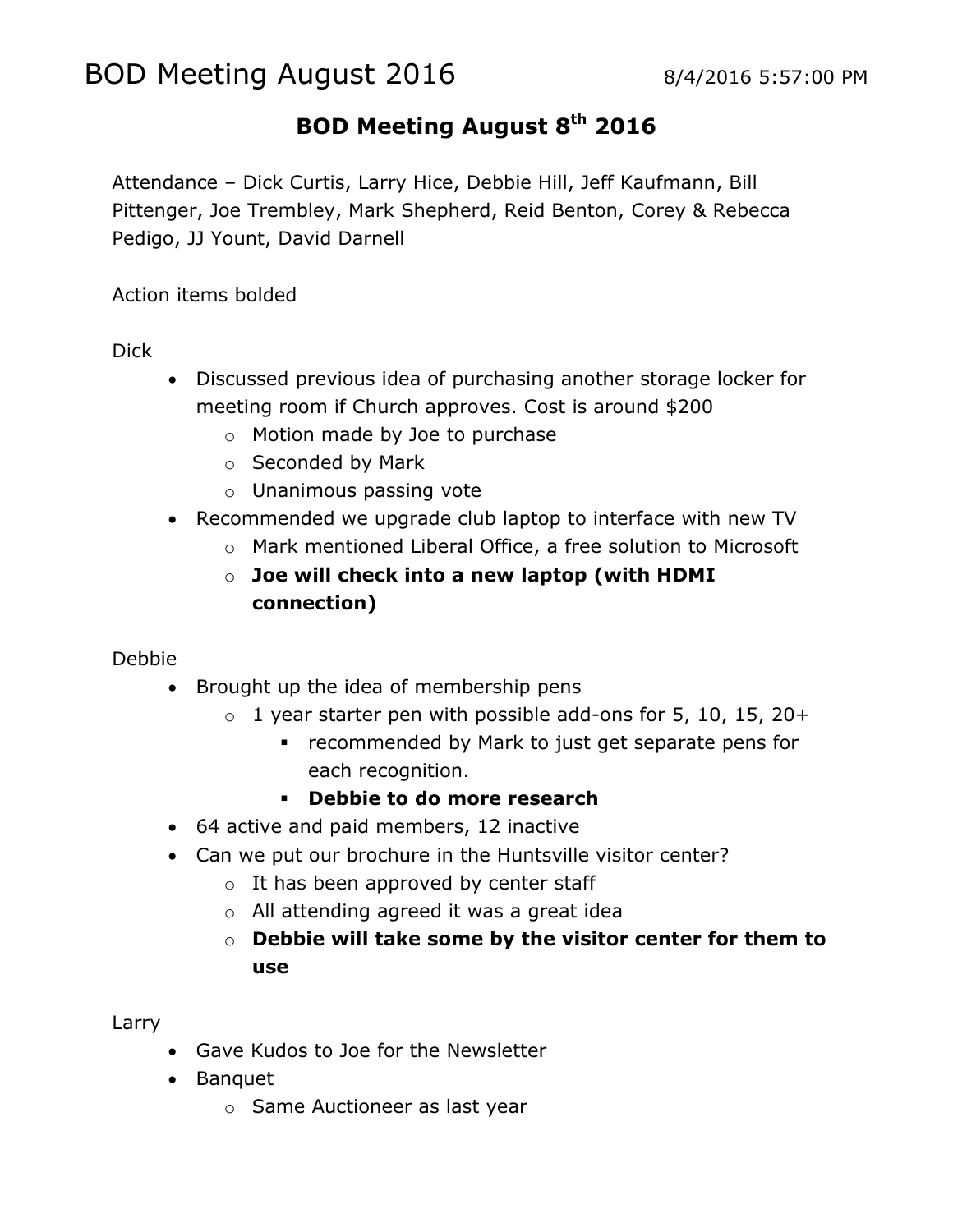# BOD Meeting August 2016

8/4/2016 5:57:00 PM

## BOD Meeting August 8th 2016

Attendance – Dick Curtis, Larry Hice, Debbie Hill, Jeff Kaufmann, Bill Pittenger, Joe Trembley, Mark Shepherd, Reid Benton, Corey & Rebecca Pedigo, JJ Yount, David Darnell

Action items bolded

Dick

- Discussed previous idea of purchasing another storage locker for meeting room if Church approves. Cost is around $200
  - Motion made by Joe to purchase
  - Seconded by Mark
  - Unanimous passing vote
- Recommended we upgrade club laptop to interface with new TV
  - Mark mentioned Liberal Office, a free solution to Microsoft
  - **Joe will check into a new laptop (with HDMI connection)**

Debbie

- Brought up the idea of membership pens
  - 1 year starter pen with possible add-ons for 5, 10, 15, 20+
    - recommended by Mark to just get separate pens for each recognition.
    - **Debbie to do more research**
- 64 active and paid members, 12 inactive
- Can we put our brochure in the Huntsville visitor center?
  - It has been approved by center staff
  - All attending agreed it was a great idea
  - **Debbie will take some by the visitor center for them to use**

Larry

- Gave Kudos to Joe for the Newsletter
- Banquet
  - Same Auctioneer as last year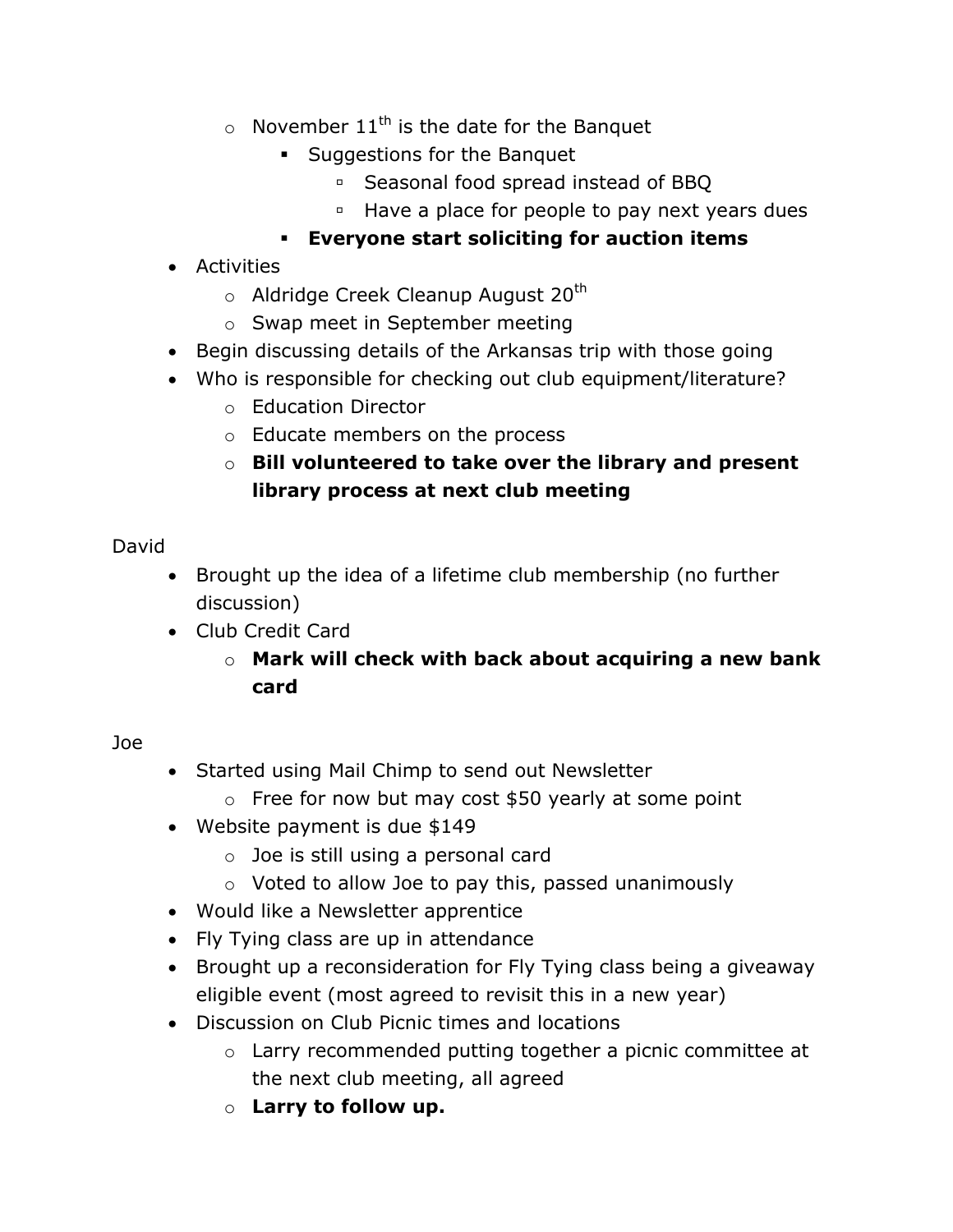- November 11th is the date for the Banquet
    - Suggestions for the Banquet
        - Seasonal food spread instead of BBQ
        - Have a place for people to pay next years dues
    - **Everyone start soliciting for auction items**
- Activities
    - Aldridge Creek Cleanup August 20th
    - Swap meet in September meeting
- Begin discussing details of the Arkansas trip with those going
- Who is responsible for checking out club equipment/literature?
    - Education Director
    - Educate members on the process
    - **Bill volunteered to take over the library and present library process at next club meeting**

David

- Brought up the idea of a lifetime club membership (no further discussion)
- Club Credit Card
    - **Mark will check with back about acquiring a new bank card**

Joe

- Started using Mail Chimp to send out Newsletter
    - Free for now but may cost $50 yearly at some point
- Website payment is due $149
    - Joe is still using a personal card
    - Voted to allow Joe to pay this, passed unanimously
- Would like a Newsletter apprentice
- Fly Tying class are up in attendance
- Brought up a reconsideration for Fly Tying class being a giveaway eligible event (most agreed to revisit this in a new year)
- Discussion on Club Picnic times and locations
    - Larry recommended putting together a picnic committee at the next club meeting, all agreed
    - **Larry to follow up.**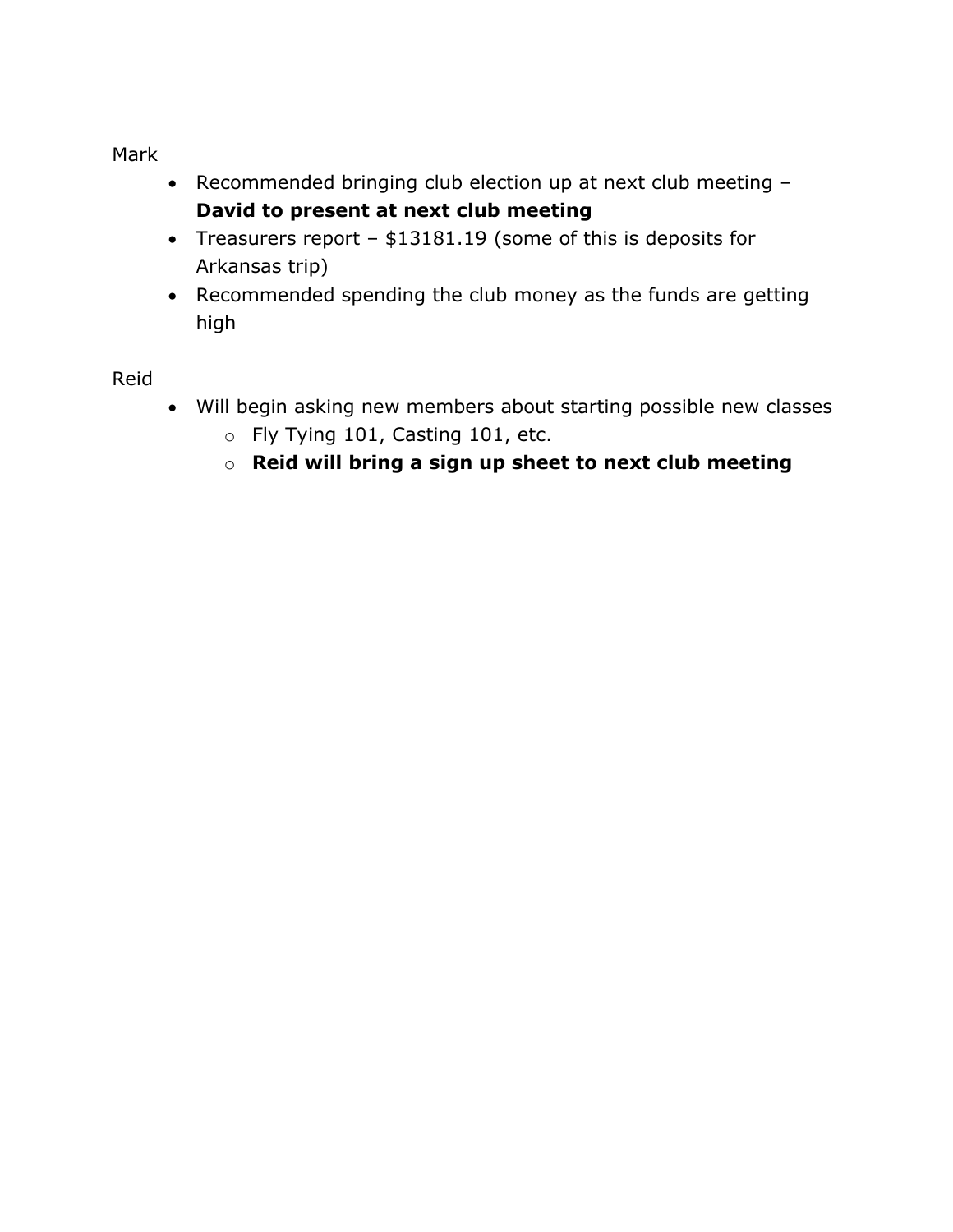Mark

- Recommended bringing club election up at next club meeting – **David to present at next club meeting**
- Treasurers report – $13181.19 (some of this is deposits for Arkansas trip)
- Recommended spending the club money as the funds are getting high

Reid

- Will begin asking new members about starting possible new classes
  - Fly Tying 101, Casting 101, etc.
  - **Reid will bring a sign up sheet to next club meeting**